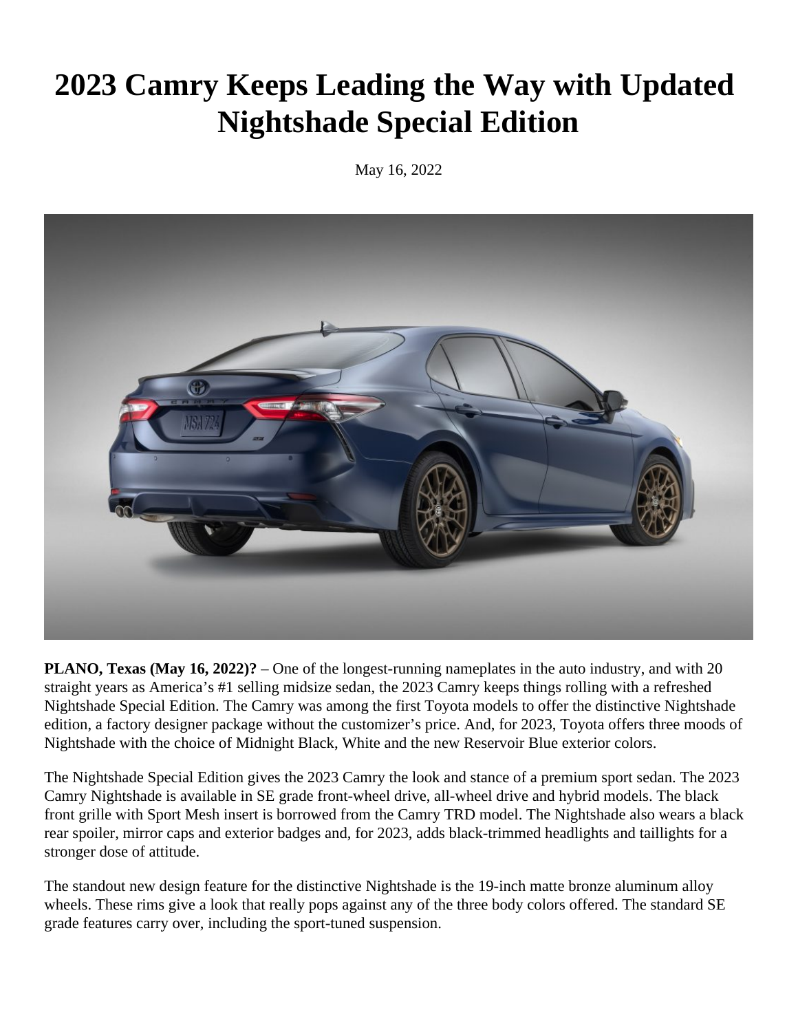# 2023 Camry Keeps Leading the Way with Updated Nightshade Special Edition

May 16, 2022

**PLANO, Texas (May 16, 2022)?** – One of the longest-running nameplates in the auto industry, and with 20 straight years as America's #1 selling midsize sedan, the 2023 Camry keeps things rolling with a refreshed Nightshade Special Edition. The Camry was among the first Toyota models to offer the distinctive Nightshade edition, a factory designer package without the customizer's price. And, for 2023, Toyota offers three moods of Nightshade with the choice of Midnight Black, White and the new Reservoir Blue exterior colors.

The Nightshade Special Edition gives the 2023 Camry the look and stance of a premium sport sedan. The 2023 Camry Nightshade is available in SE grade front-wheel drive, all-wheel drive and hybrid models. The black front grille with Sport Mesh insert is borrowed from the Camry TRD model. The Nightshade also wears a black rear spoiler, mirror caps and exterior badges and, for 2023, adds black-trimmed headlights and taillights for a stronger dose of attitude.

The standout new design feature for the distinctive Nightshade is the 19-inch matte bronze aluminum alloy wheels. These rims give a look that really pops against any of the three body colors offered. The standard SE grade features carry over, including the sport-tuned suspension.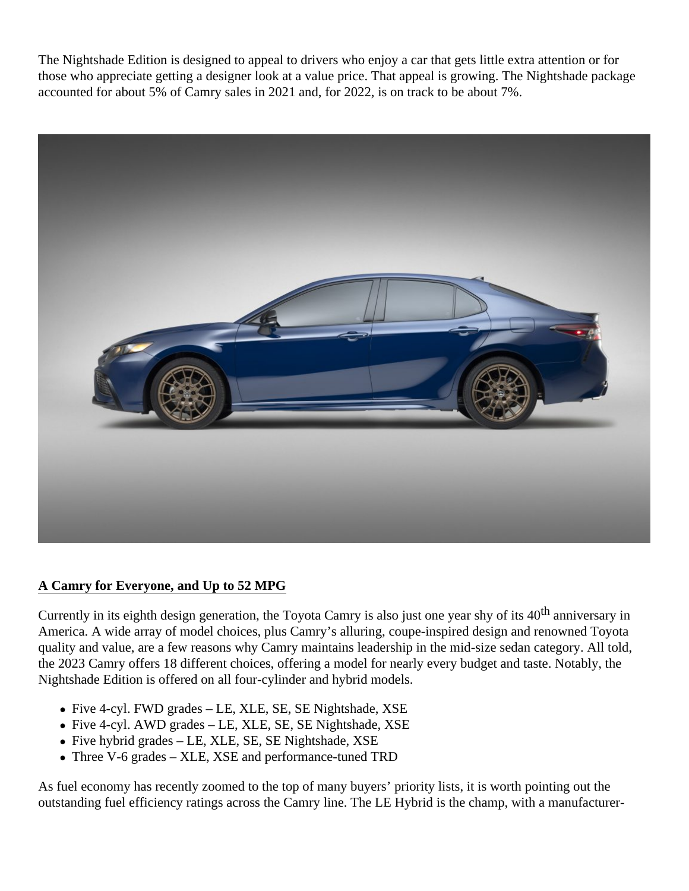The Nightshade Edition is designed to appeal to drivers who enjoy a car that gets little extra attention or for those who appreciate getting a designer look at a value price. That appeal is growing. The Nightshade package accounted for about 5% of Camry sales in 2021 and, for 2022, is on track to be about 7%.

## A Camry for Everyone, and Up to 52 MPG

Currently in its eighth design generation, the Toyota Camry is also just one year shy of its 40th anniversary in America. A wide array of model choices, plus Camry's alluring, coupe-inspired design and renowned Toyota quality and value, are a few reasons why Camry maintains leadership in the mid-size sedan category. All told, the 2023 Camry offers 18 different choices, offering a model for nearly every budget and taste. Notably, the Nightshade Edition is offered on all four-cylinder and hybrid models.

- Five 4-cyl. FWD grades – LE, XLE, SE, SE Nightshade, XSE
- Five 4-cyl. AWD grades – LE, XLE, SE, SE Nightshade, XSE
- Five hybrid grades – LE, XLE, SE, SE Nightshade, XSE
- Three V-6 grades – XLE, XSE and performance-tuned TRD

As fuel economy has recently zoomed to the top of many buyers' priority lists, it is worth pointing out the outstanding fuel efficiency ratings across the Camry line. The LE Hybrid is the champ, with a manufacturer-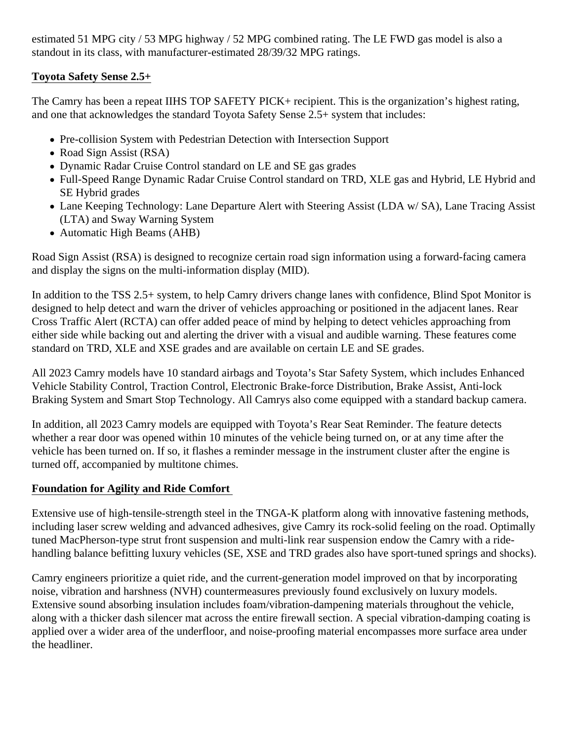estimated 51 MPG city / 53 MPG highway / 52 MPG combined rating. The LE FWD gas model is also a standout in its class, with manufacturer-estimated 28/39/32 MPG ratings.

**Toyota Safety Sense 2.5+**

The Camry has been a repeat IIHS TOP SAFETY PICK+ recipient. This is the organization's highest rating, and one that acknowledges the standard Toyota Safety Sense 2.5+ system that includes:

- Pre-collision System with Pedestrian Detection with Intersection Support
- Road Sign Assist (RSA)
- Dynamic Radar Cruise Control standard on LE and SE gas grades
- Full-Speed Range Dynamic Radar Cruise Control standard on TRD, XLE gas and Hybrid, LE Hybrid and SE Hybrid grades
- Lane Keeping Technology: Lane Departure Alert with Steering Assist (LDA w/ SA), Lane Tracing Assist (LTA) and Sway Warning System
- Automatic High Beams (AHB)

Road Sign Assist (RSA) is designed to recognize certain road sign information using a forward-facing camera and display the signs on the multi-information display (MID).

In addition to the TSS 2.5+ system, to help Camry drivers change lanes with confidence, Blind Spot Monitor is designed to help detect and warn the driver of vehicles approaching or positioned in the adjacent lanes. Rear Cross Traffic Alert (RCTA) can offer added peace of mind by helping to detect vehicles approaching from either side while backing out and alerting the driver with a visual and audible warning. These features come standard on TRD, XLE and XSE grades and are available on certain LE and SE grades.

All 2023 Camry models have 10 standard airbags and Toyota's Star Safety System, which includes Enhanced Vehicle Stability Control, Traction Control, Electronic Brake-force Distribution, Brake Assist, Anti-lock Braking System and Smart Stop Technology. All Camrys also come equipped with a standard backup camera.

In addition, all 2023 Camry models are equipped with Toyota's Rear Seat Reminder. The feature detects whether a rear door was opened within 10 minutes of the vehicle being turned on, or at any time after the vehicle has been turned on. If so, it flashes a reminder message in the instrument cluster after the engine is turned off, accompanied by multitone chimes.

**Foundation for Agility and Ride Comfort**

Extensive use of high-tensile-strength steel in the TNGA-K platform along with innovative fastening methods, including laser screw welding and advanced adhesives, give Camry its rock-solid feeling on the road. Optimally tuned MacPherson-type strut front suspension and multi-link rear suspension endow the Camry with a ride-handling balance befitting luxury vehicles (SE, XSE and TRD grades also have sport-tuned springs and shocks).

Camry engineers prioritize a quiet ride, and the current-generation model improved on that by incorporating noise, vibration and harshness (NVH) countermeasures previously found exclusively on luxury models. Extensive sound absorbing insulation includes foam/vibration-dampening materials throughout the vehicle, along with a thicker dash silencer mat across the entire firewall section. A special vibration-damping coating is applied over a wider area of the underfloor, and noise-proofing material encompasses more surface area under the headliner.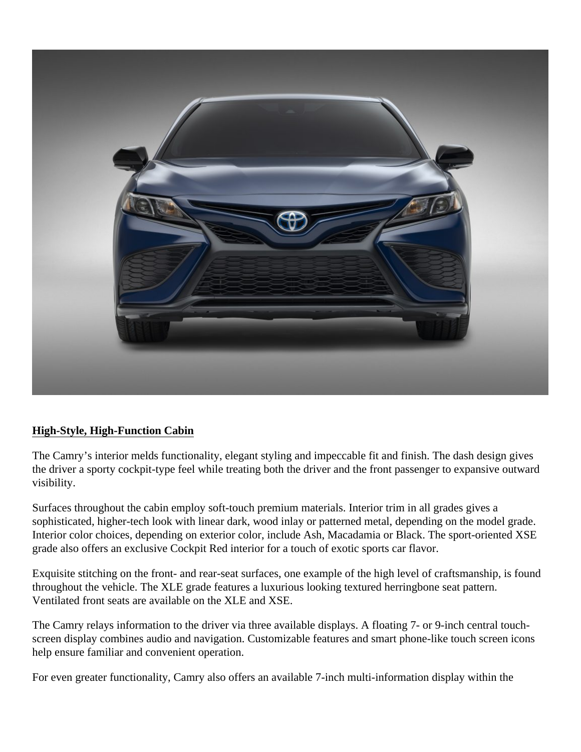**High-Style, High-Function Cabin**

The Camry's interior melds functionality, elegant styling and impeccable fit and finish. The dash design gives the driver a sporty cockpit-type feel while treating both the driver and the front passenger to expansive outward visibility.

Surfaces throughout the cabin employ soft-touch premium materials. Interior trim in all grades gives a sophisticated, higher-tech look with linear dark, wood inlay or patterned metal, depending on the model grade. Interior color choices, depending on exterior color, include Ash, Macadamia or Black. The sport-oriented XSE grade also offers an exclusive Cockpit Red interior for a touch of exotic sports car flavor.

Exquisite stitching on the front- and rear-seat surfaces, one example of the high level of craftsmanship, is found throughout the vehicle. The XLE grade features a luxurious looking textured herringbone seat pattern. Ventilated front seats are available on the XLE and XSE.

The Camry relays information to the driver via three available displays. A floating 7- or 9-inch central touch-screen display combines audio and navigation. Customizable features and smart phone-like touch screen icons help ensure familiar and convenient operation.

For even greater functionality, Camry also offers an available 7-inch multi-information display within the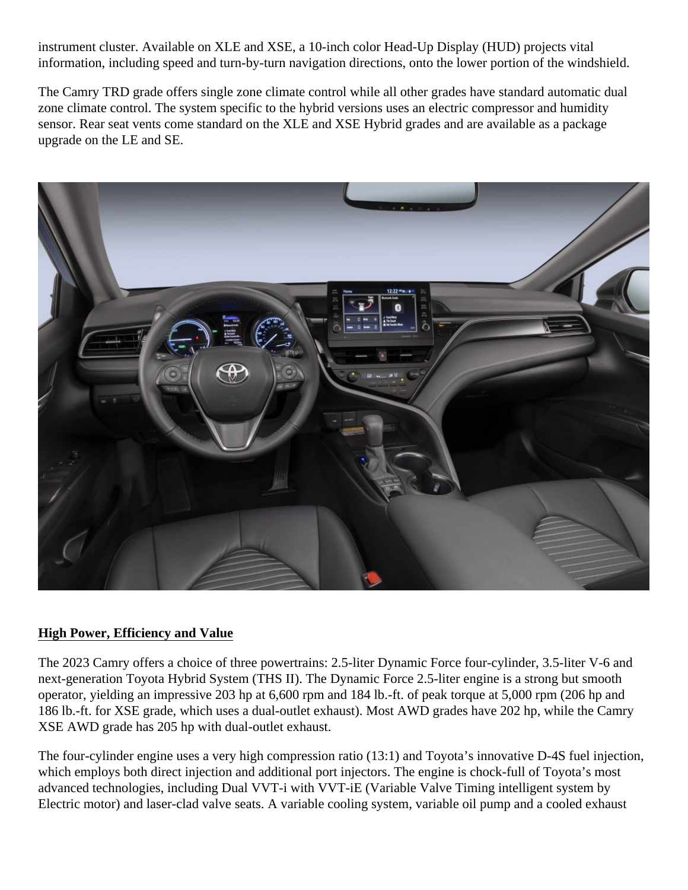instrument cluster. Available on XLE and XSE, a 10-inch color Head-Up Display (HUD) projects vital information, including speed and turn-by-turn navigation directions, onto the lower portion of the windshield.

The Camry TRD grade offers single zone climate control while all other grades have standard automatic dual zone climate control. The system specific to the hybrid versions uses an electric compressor and humidity sensor. Rear seat vents come standard on the XLE and XSE Hybrid grades and are available as a package upgrade on the LE and SE.

## High Power, Efficiency and Value

The 2023 Camry offers a choice of three powertrains: 2.5-liter Dynamic Force four-cylinder, 3.5-liter V-6 and next-generation Toyota Hybrid System (THS II). The Dynamic Force 2.5-liter engine is a strong but smooth operator, yielding an impressive 203 hp at 6,600 rpm and 184 lb.-ft. of peak torque at 5,000 rpm (206 hp and 186 lb.-ft. for XSE grade, which uses a dual-outlet exhaust). Most AWD grades have 202 hp, while the Camry XSE AWD grade has 205 hp with dual-outlet exhaust.

The four-cylinder engine uses a very high compression ratio (13:1) and Toyota's innovative D-4S fuel injection, which employs both direct injection and additional port injectors. The engine is chock-full of Toyota's most advanced technologies, including Dual VVT-i with VVT-iE (Variable Valve Timing intelligent system by Electric motor) and laser-clad valve seats. A variable cooling system, variable oil pump and a cooled exhaust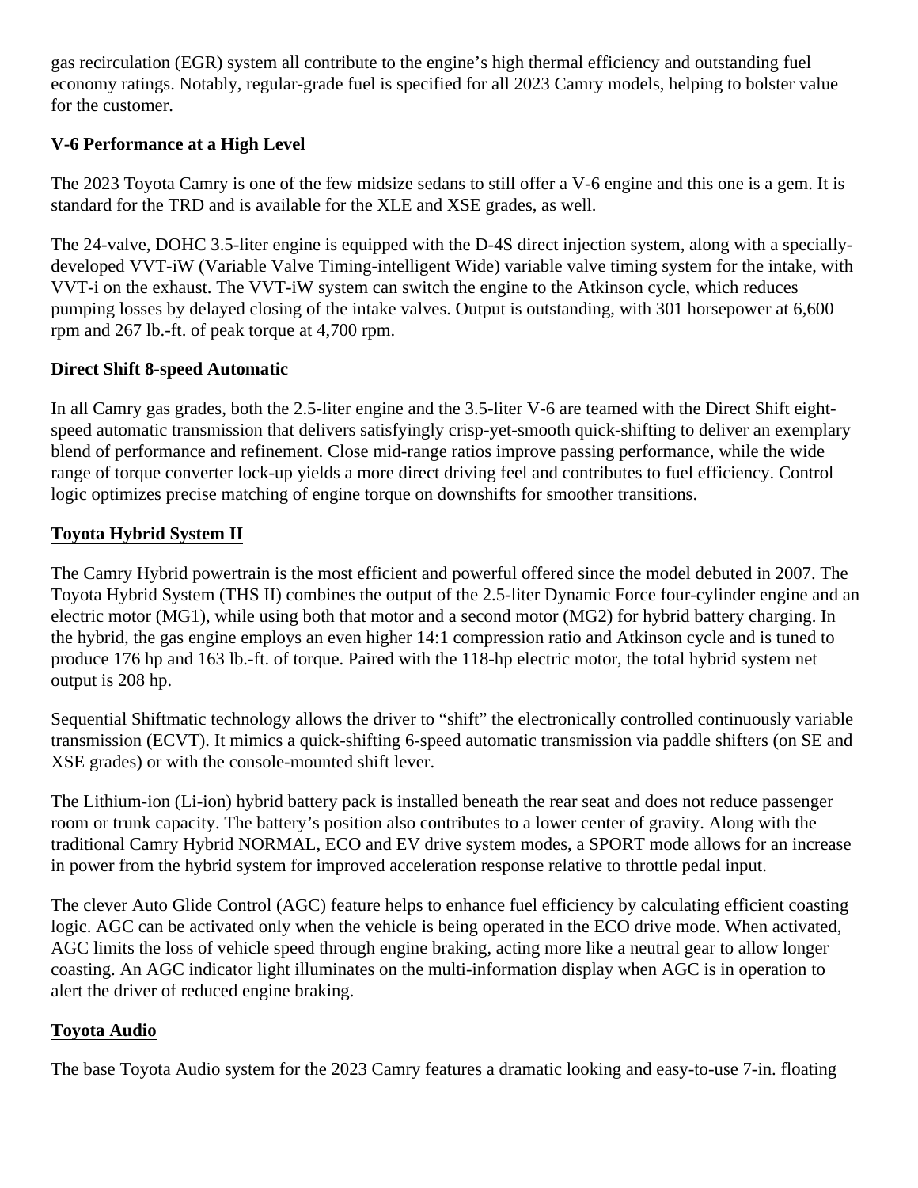gas recirculation (EGR) system all contribute to the engine's high thermal efficiency and outstanding fuel economy ratings. Notably, regular-grade fuel is specified for all 2023 Camry models, helping to bolster value for the customer.

## V-6 Performance at a High Level

The 2023 Toyota Camry is one of the few midsize sedans to still offer a V-6 engine and this one is a gem. It is standard for the TRD and is available for the XLE and XSE grades, as well.

The 24-valve, DOHC 3.5-liter engine is equipped with the D-4S direct injection system, along with a specially-developed VVT-iW (Variable Valve Timing-intelligent Wide) variable valve timing system for the intake, with VVT-i on the exhaust. The VVT-iW system can switch the engine to the Atkinson cycle, which reduces pumping losses by delayed closing of the intake valves. Output is outstanding, with 301 horsepower at 6,600 rpm and 267 lb.-ft. of peak torque at 4,700 rpm.

## Direct Shift 8-speed Automatic

In all Camry gas grades, both the 2.5-liter engine and the 3.5-liter V-6 are teamed with the Direct Shift eight-speed automatic transmission that delivers satisfyingly crisp-yet-smooth quick-shifting to deliver an exemplary blend of performance and refinement. Close mid-range ratios improve passing performance, while the wide range of torque converter lock-up yields a more direct driving feel and contributes to fuel efficiency. Control logic optimizes precise matching of engine torque on downshifts for smoother transitions.

## Toyota Hybrid System II

The Camry Hybrid powertrain is the most efficient and powerful offered since the model debuted in 2007. The Toyota Hybrid System (THS II) combines the output of the 2.5-liter Dynamic Force four-cylinder engine and an electric motor (MG1), while using both that motor and a second motor (MG2) for hybrid battery charging. In the hybrid, the gas engine employs an even higher 14:1 compression ratio and Atkinson cycle and is tuned to produce 176 hp and 163 lb.-ft. of torque. Paired with the 118-hp electric motor, the total hybrid system net output is 208 hp.

Sequential Shiftmatic technology allows the driver to "shift" the electronically controlled continuously variable transmission (ECVT). It mimics a quick-shifting 6-speed automatic transmission via paddle shifters (on SE and XSE grades) or with the console-mounted shift lever.

The Lithium-ion (Li-ion) hybrid battery pack is installed beneath the rear seat and does not reduce passenger room or trunk capacity. The battery's position also contributes to a lower center of gravity. Along with the traditional Camry Hybrid NORMAL, ECO and EV drive system modes, a SPORT mode allows for an increase in power from the hybrid system for improved acceleration response relative to throttle pedal input.

The clever Auto Glide Control (AGC) feature helps to enhance fuel efficiency by calculating efficient coasting logic. AGC can be activated only when the vehicle is being operated in the ECO drive mode. When activated, AGC limits the loss of vehicle speed through engine braking, acting more like a neutral gear to allow longer coasting. An AGC indicator light illuminates on the multi-information display when AGC is in operation to alert the driver of reduced engine braking.

## Toyota Audio

The base Toyota Audio system for the 2023 Camry features a dramatic looking and easy-to-use 7-in. floating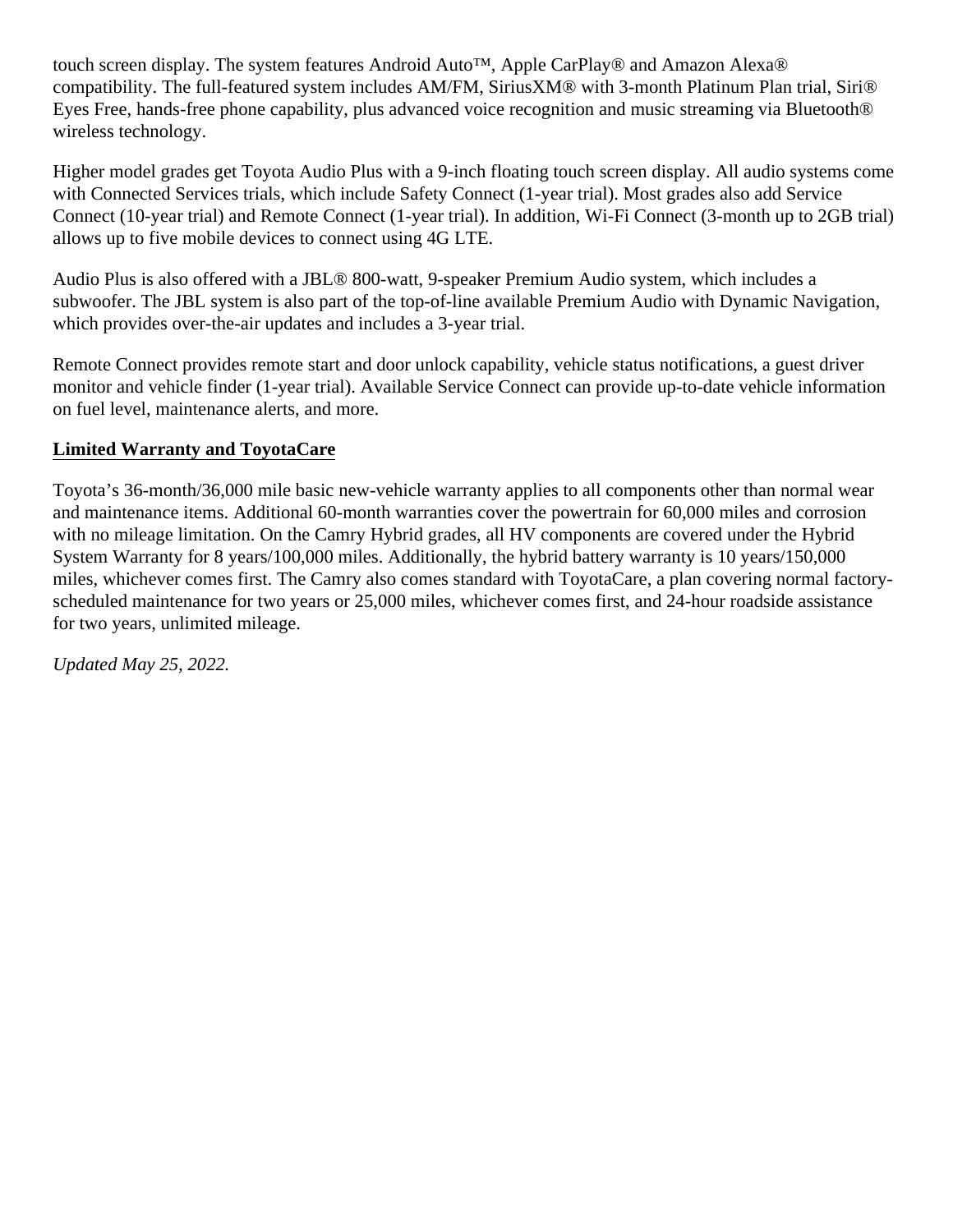touch screen display. The system features Android Auto™, Apple CarPlay® and Amazon Alexa® compatibility. The full-featured system includes AM/FM, SiriusXM® with 3-month Platinum Plan trial, Siri® Eyes Free, hands-free phone capability, plus advanced voice recognition and music streaming via Bluetooth® wireless technology.

Higher model grades get Toyota Audio Plus with a 9-inch floating touch screen display. All audio systems come with Connected Services trials, which include Safety Connect (1-year trial). Most grades also add Service Connect (10-year trial) and Remote Connect (1-year trial). In addition, Wi-Fi Connect (3-month up to 2GB trial) allows up to five mobile devices to connect using 4G LTE.

Audio Plus is also offered with a JBL® 800-watt, 9-speaker Premium Audio system, which includes a subwoofer. The JBL system is also part of the top-of-line available Premium Audio with Dynamic Navigation, which provides over-the-air updates and includes a 3-year trial.

Remote Connect provides remote start and door unlock capability, vehicle status notifications, a guest driver monitor and vehicle finder (1-year trial). Available Service Connect can provide up-to-date vehicle information on fuel level, maintenance alerts, and more.

**Limited Warranty and ToyotaCare**

Toyota's 36-month/36,000 mile basic new-vehicle warranty applies to all components other than normal wear and maintenance items. Additional 60-month warranties cover the powertrain for 60,000 miles and corrosion with no mileage limitation. On the Camry Hybrid grades, all HV components are covered under the Hybrid System Warranty for 8 years/100,000 miles. Additionally, the hybrid battery warranty is 10 years/150,000 miles, whichever comes first. The Camry also comes standard with ToyotaCare, a plan covering normal factory-scheduled maintenance for two years or 25,000 miles, whichever comes first, and 24-hour roadside assistance for two years, unlimited mileage.

*Updated May 25, 2022.*